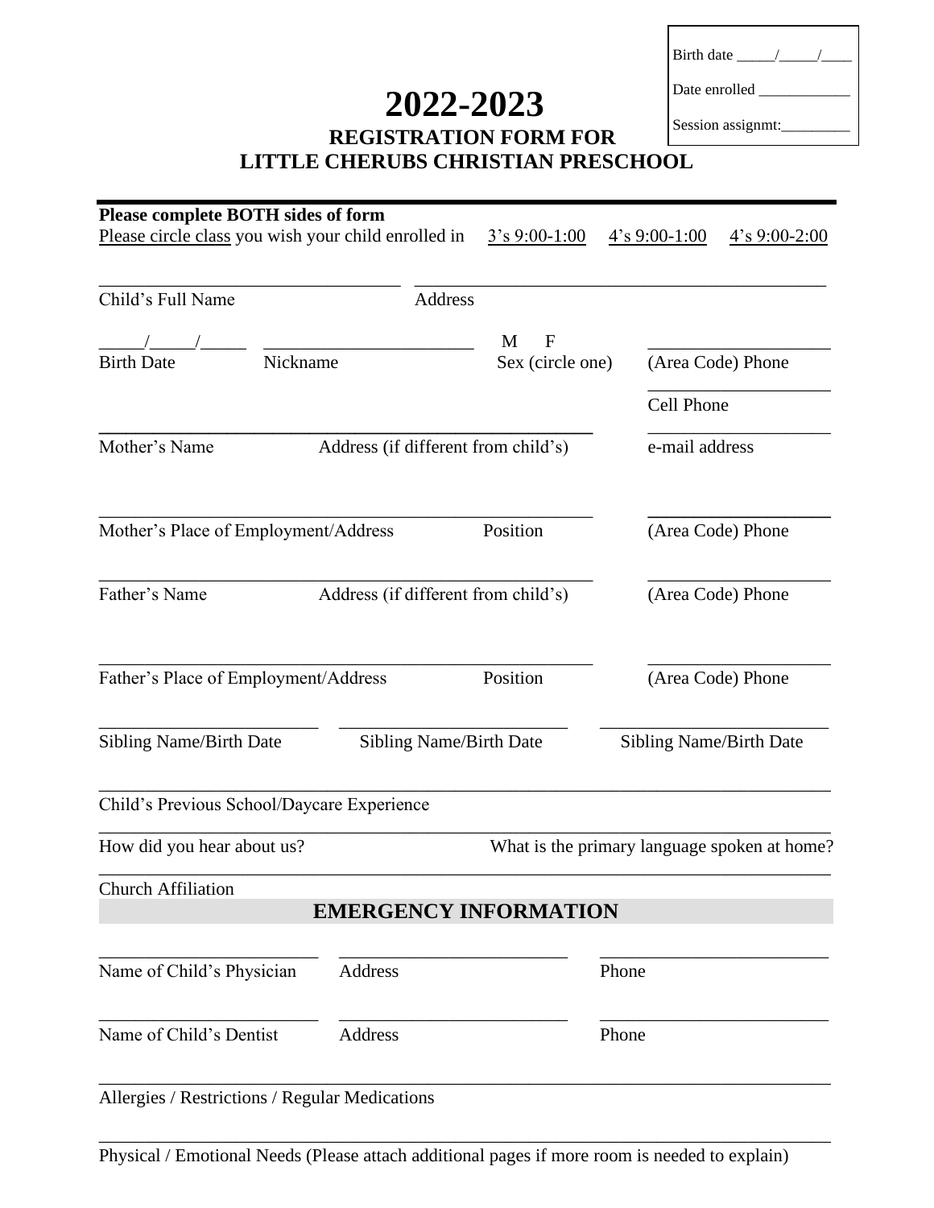Birth date _____/_____/____

Date enrolled ____________

Session assignmt:_________

# 2022-2023

## REGISTRATION FORM FOR LITTLE CHERUBS CHRISTIAN PRESCHOOL

**Please complete BOTH sides of form**

Please circle class you wish your child enrolled in    3's 9:00-1:00    4's 9:00-1:00    4's 9:00-2:00

_______________________________ ___________________________________________
Child's Full Name    Address

_____/_____/_____  ______________________  M  F  ____________________
Birth Date    Nickname    Sex (circle one)    (Area Code) Phone

____________________
Cell Phone

___________________________________________________  ____________________
Mother's Name    Address (if different from child's)    e-mail address

___________________________________________________  ____________________
Mother's Place of Employment/Address    Position    (Area Code) Phone

___________________________________________________  ____________________
Father's Name    Address (if different from child's)    (Area Code) Phone

___________________________________________________  ____________________
Father's Place of Employment/Address    Position    (Area Code) Phone

______________________  ______________________  ______________________
Sibling Name/Birth Date    Sibling Name/Birth Date    Sibling Name/Birth Date

___________________________________________________________________________
Child's Previous School/Daycare Experience

___________________________________________________________________________
How did you hear about us?    What is the primary language spoken at home?

___________________________________________________________________________
Church Affiliation

## EMERGENCY INFORMATION

______________________  ______________________  ______________________
Name of Child's Physician    Address    Phone

______________________  ______________________  ______________________
Name of Child's Dentist    Address    Phone

___________________________________________________________________________
Allergies / Restrictions / Regular Medications

___________________________________________________________________________
Physical / Emotional Needs (Please attach additional pages if more room is needed to explain)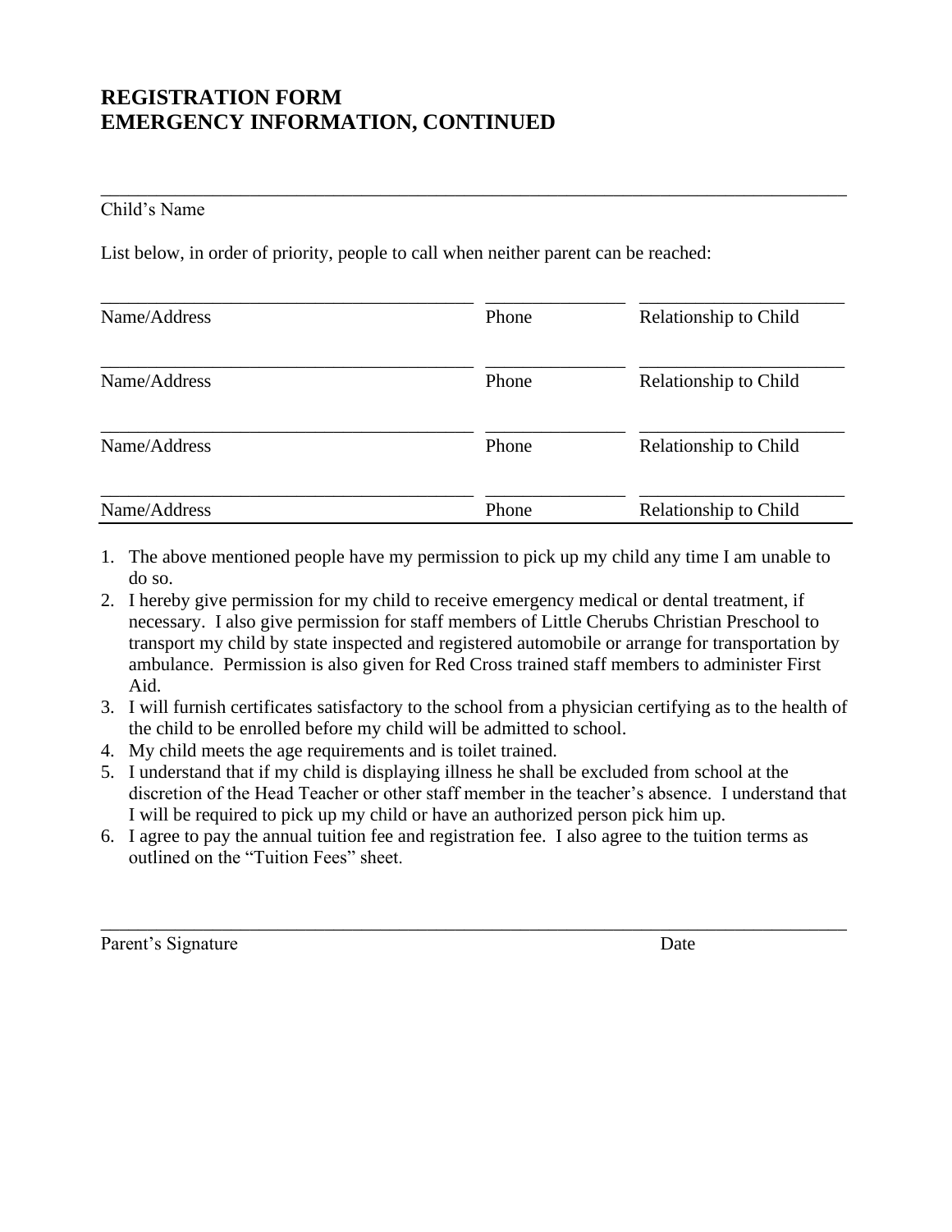# REGISTRATION FORM
# EMERGENCY INFORMATION, CONTINUED

\_\_\_\_\_\_\_\_\_\_\_\_\_\_\_\_\_\_\_\_\_\_\_\_\_\_\_\_\_\_\_\_\_\_\_\_\_\_\_\_\_\_\_\_\_\_\_\_\_\_\_\_\_\_\_\_\_\_\_\_\_\_\_\_\_\_\_\_\_\_\_\_\_\_\_\_

Child's Name

List below, in order of priority, people to call when neither parent can be reached:

| Name/Address | Phone | Relationship to Child |
|---|---|---|
| | | |
| | | |
| | | |
| | | |

1. The above mentioned people have my permission to pick up my child any time I am unable to do so.
2. I hereby give permission for my child to receive emergency medical or dental treatment, if necessary. I also give permission for staff members of Little Cherubs Christian Preschool to transport my child by state inspected and registered automobile or arrange for transportation by ambulance. Permission is also given for Red Cross trained staff members to administer First Aid.
3. I will furnish certificates satisfactory to the school from a physician certifying as to the health of the child to be enrolled before my child will be admitted to school.
4. My child meets the age requirements and is toilet trained.
5. I understand that if my child is displaying illness he shall be excluded from school at the discretion of the Head Teacher or other staff member in the teacher's absence. I understand that I will be required to pick up my child or have an authorized person pick him up.
6. I agree to pay the annual tuition fee and registration fee. I also agree to the tuition terms as outlined on the "Tuition Fees" sheet.

\_\_\_\_\_\_\_\_\_\_\_\_\_\_\_\_\_\_\_\_\_\_\_\_\_\_\_\_\_\_\_\_\_\_\_\_\_\_\_\_\_\_\_\_\_\_\_\_\_\_\_\_\_\_\_\_\_\_\_\_\_\_\_\_\_\_\_\_\_\_\_\_\_\_\_\_

Parent's Signature                                                                 Date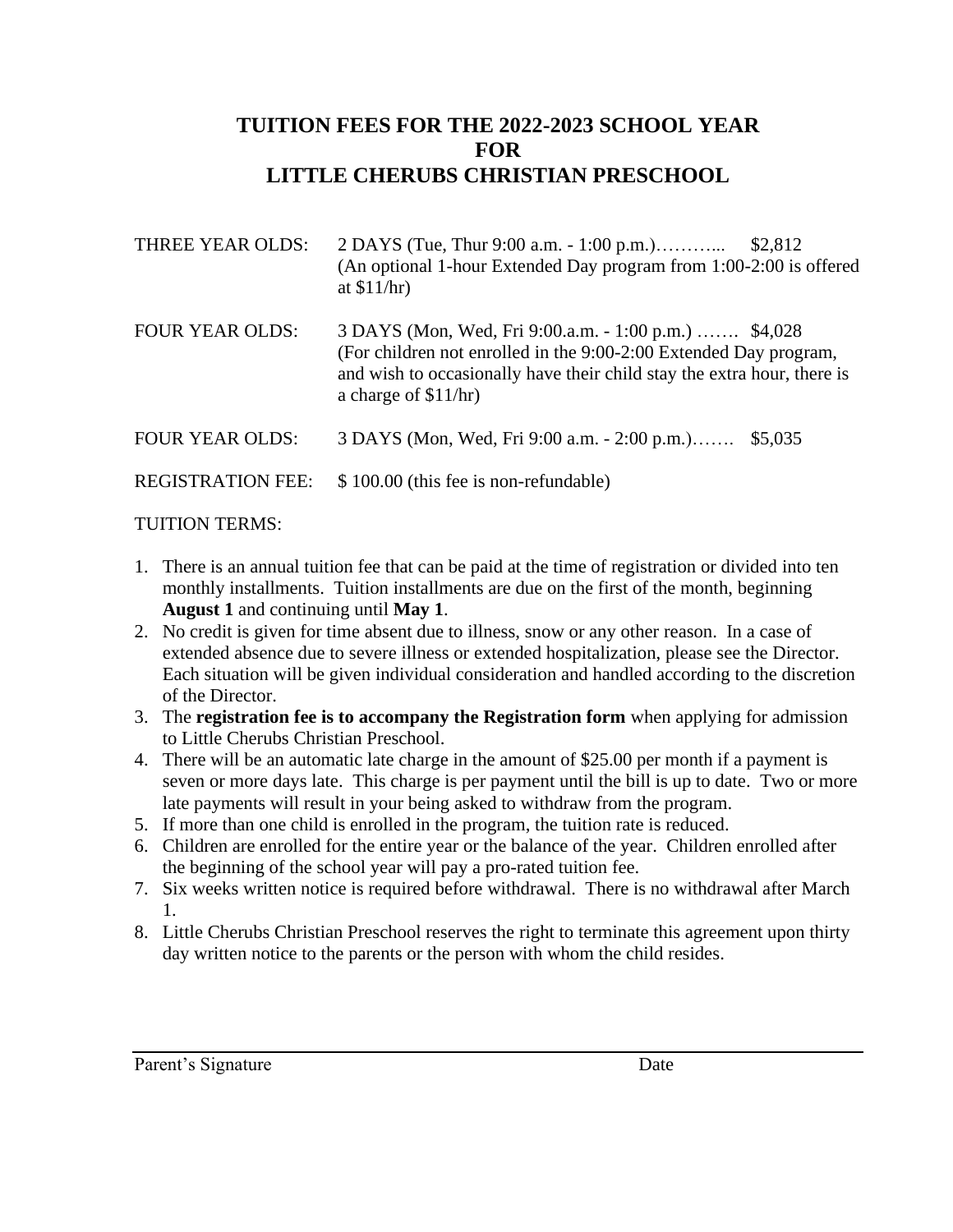# TUITION FEES FOR THE 2022-2023 SCHOOL YEAR
# FOR
# LITTLE CHERUBS CHRISTIAN PRESCHOOL

| | |
|---|---|
| THREE YEAR OLDS: | 2 DAYS (Tue, Thur 9:00 a.m. - 1:00 p.m.)……….... $2,812<br>(An optional 1-hour Extended Day program from 1:00-2:00 is offered at $11/hr) |
| FOUR YEAR OLDS: | 3 DAYS (Mon, Wed, Fri 9:00.a.m. - 1:00 p.m.) ……. $4,028<br>(For children not enrolled in the 9:00-2:00 Extended Day program, and wish to occasionally have their child stay the extra hour, there is a charge of $11/hr) |
| FOUR YEAR OLDS: | 3 DAYS (Mon, Wed, Fri 9:00 a.m. - 2:00 p.m.)……. $5,035 |
| REGISTRATION FEE: | $ 100.00 (this fee is non-refundable) |

TUITION TERMS:

1. There is an annual tuition fee that can be paid at the time of registration or divided into ten monthly installments. Tuition installments are due on the first of the month, beginning **August 1** and continuing until **May 1**.
2. No credit is given for time absent due to illness, snow or any other reason. In a case of extended absence due to severe illness or extended hospitalization, please see the Director. Each situation will be given individual consideration and handled according to the discretion of the Director.
3. The **registration fee is to accompany the Registration form** when applying for admission to Little Cherubs Christian Preschool.
4. There will be an automatic late charge in the amount of $25.00 per month if a payment is seven or more days late. This charge is per payment until the bill is up to date. Two or more late payments will result in your being asked to withdraw from the program.
5. If more than one child is enrolled in the program, the tuition rate is reduced.
6. Children are enrolled for the entire year or the balance of the year. Children enrolled after the beginning of the school year will pay a pro-rated tuition fee.
7. Six weeks written notice is required before withdrawal. There is no withdrawal after March 1.
8. Little Cherubs Christian Preschool reserves the right to terminate this agreement upon thirty day written notice to the parents or the person with whom the child resides.

_______________________________________________

Parent's Signature Date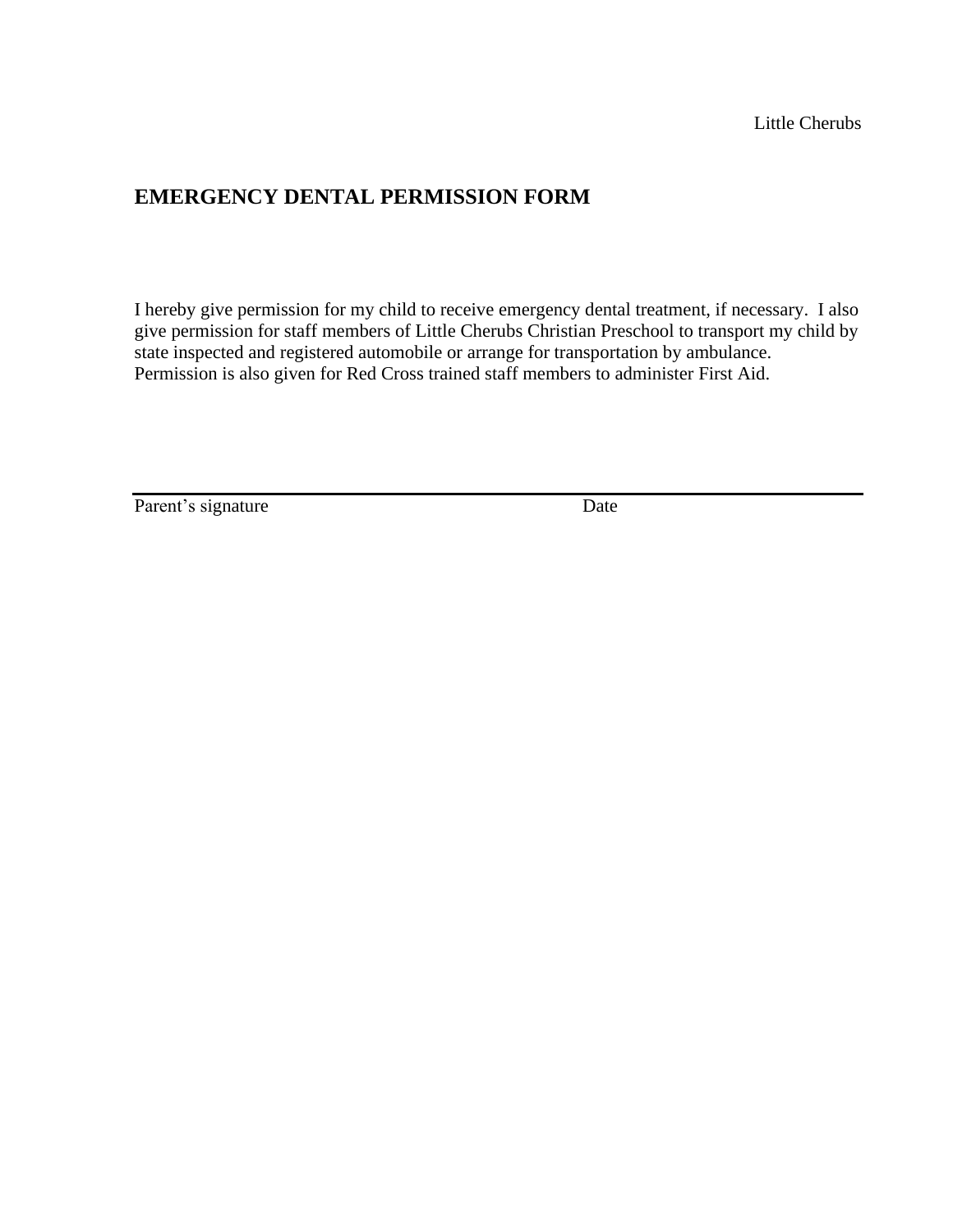Little Cherubs

## EMERGENCY DENTAL PERMISSION FORM

I hereby give permission for my child to receive emergency dental treatment, if necessary. I also give permission for staff members of Little Cherubs Christian Preschool to transport my child by state inspected and registered automobile or arrange for transportation by ambulance. Permission is also given for Red Cross trained staff members to administer First Aid.

______________________________________________________________________

Parent's signature Date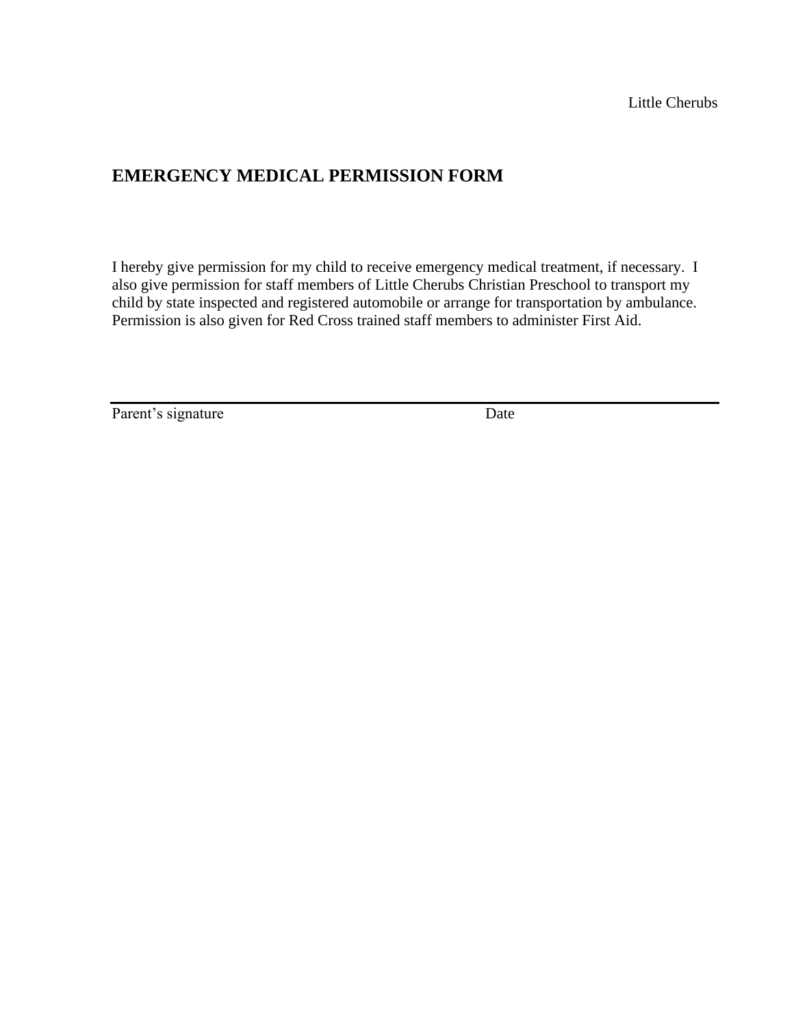Little Cherubs

## EMERGENCY MEDICAL PERMISSION FORM

I hereby give permission for my child to receive emergency medical treatment, if necessary. I also give permission for staff members of Little Cherubs Christian Preschool to transport my child by state inspected and registered automobile or arrange for transportation by ambulance. Permission is also given for Red Cross trained staff members to administer First Aid.

______________________________________________________________________

Parent's signature                                        Date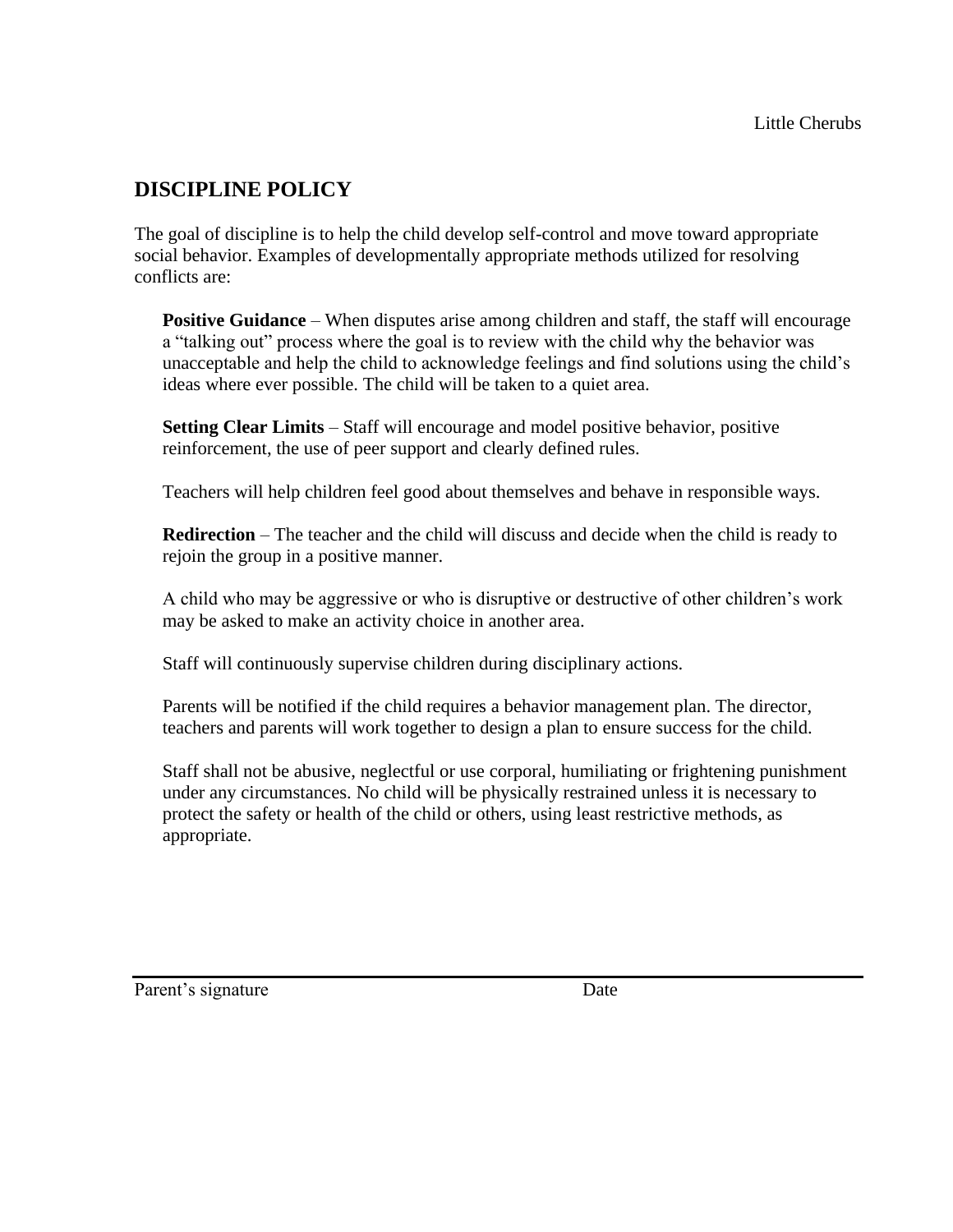Little Cherubs

## DISCIPLINE POLICY

The goal of discipline is to help the child develop self-control and move toward appropriate social behavior. Examples of developmentally appropriate methods utilized for resolving conflicts are:

**Positive Guidance** – When disputes arise among children and staff, the staff will encourage a "talking out" process where the goal is to review with the child why the behavior was unacceptable and help the child to acknowledge feelings and find solutions using the child's ideas where ever possible. The child will be taken to a quiet area.

**Setting Clear Limits** – Staff will encourage and model positive behavior, positive reinforcement, the use of peer support and clearly defined rules.

Teachers will help children feel good about themselves and behave in responsible ways.

**Redirection** – The teacher and the child will discuss and decide when the child is ready to rejoin the group in a positive manner.

A child who may be aggressive or who is disruptive or destructive of other children's work may be asked to make an activity choice in another area.

Staff will continuously supervise children during disciplinary actions.

Parents will be notified if the child requires a behavior management plan. The director, teachers and parents will work together to design a plan to ensure success for the child.

Staff shall not be abusive, neglectful or use corporal, humiliating or frightening punishment under any circumstances. No child will be physically restrained unless it is necessary to protect the safety or health of the child or others, using least restrictive methods, as appropriate.

Parent's signature Date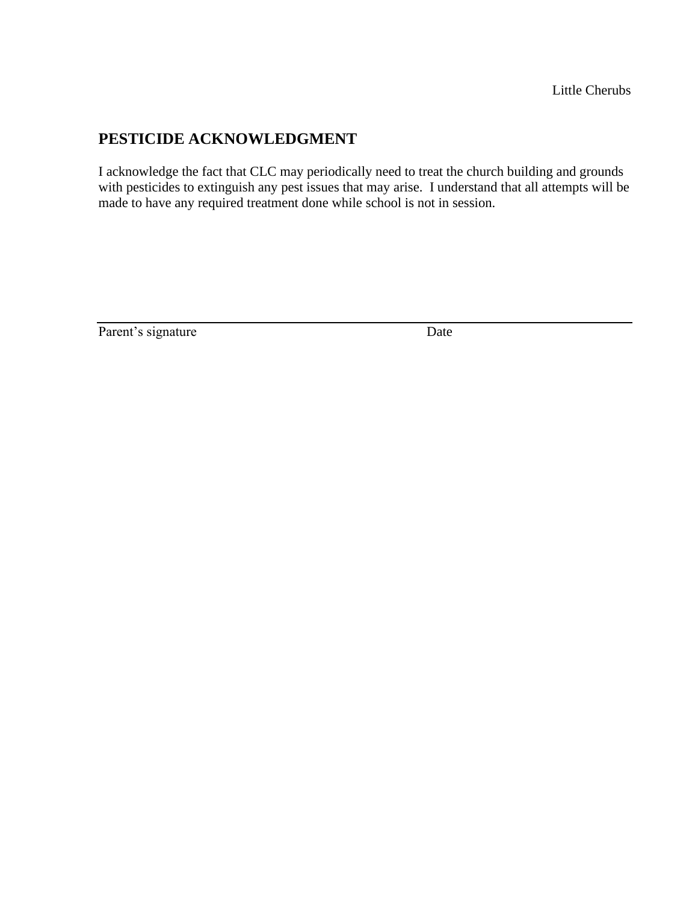Little Cherubs

## PESTICIDE ACKNOWLEDGMENT

I acknowledge the fact that CLC may periodically need to treat the church building and grounds with pesticides to extinguish any pest issues that may arise.  I understand that all attempts will be made to have any required treatment done while school is not in session.

\_\_\_\_\_\_\_\_\_\_\_\_\_\_\_\_\_\_\_\_\_\_\_\_\_\_\_\_\_\_\_\_\_\_\_\_\_\_\_\_\_\_\_\_\_\_\_\_\_\_\_\_\_\_\_\_\_\_\_\_\_\_

Parent's signature                                        Date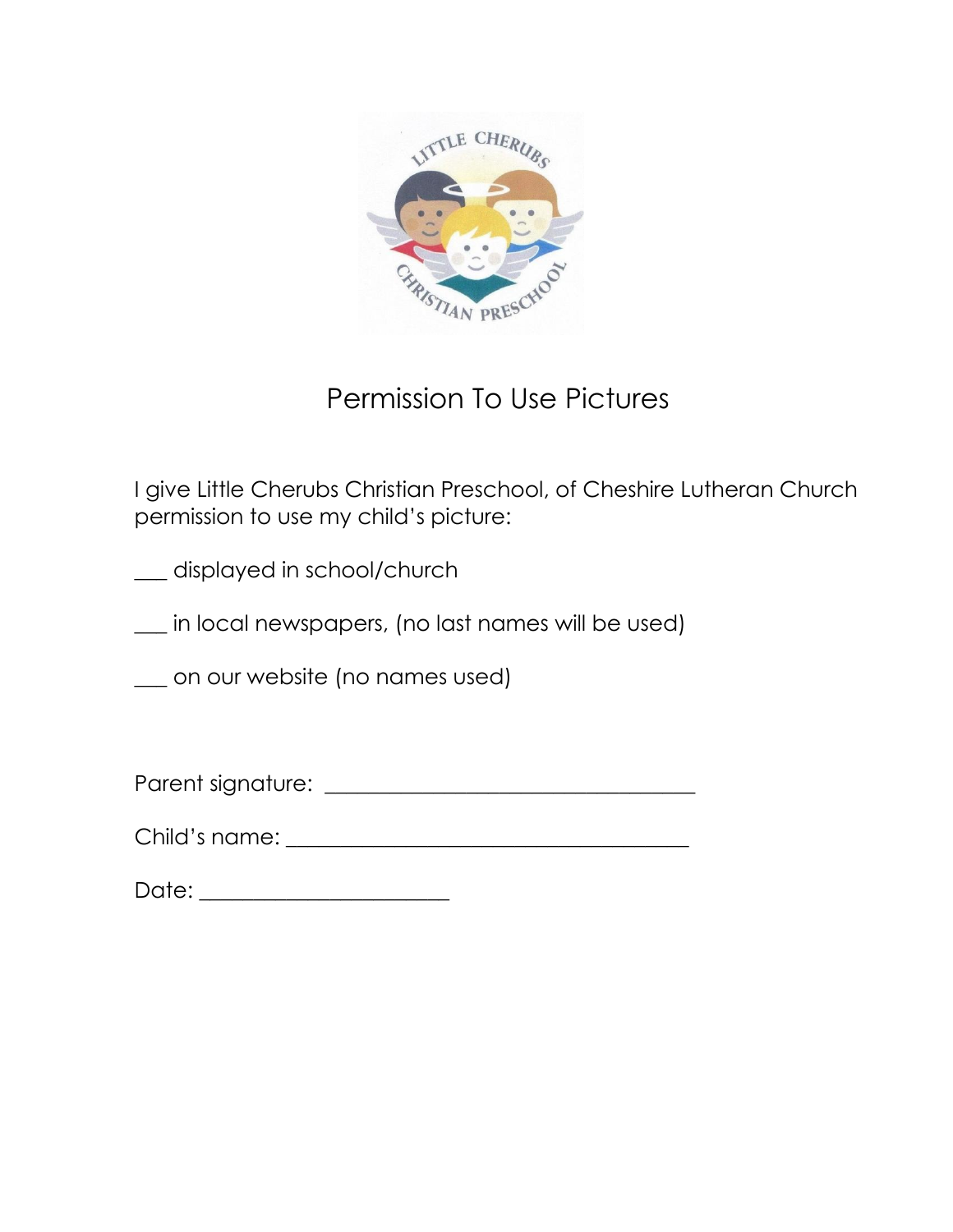# Permission To Use Pictures

I give Little Cherubs Christian Preschool, of Cheshire Lutheran Church permission to use my child's picture:

___ displayed in school/church

___ in local newspapers, (no last names will be used)

___ on our website (no names used)

Parent signature: ________________________________

Child's name: ___________________________________

Date: ______________________